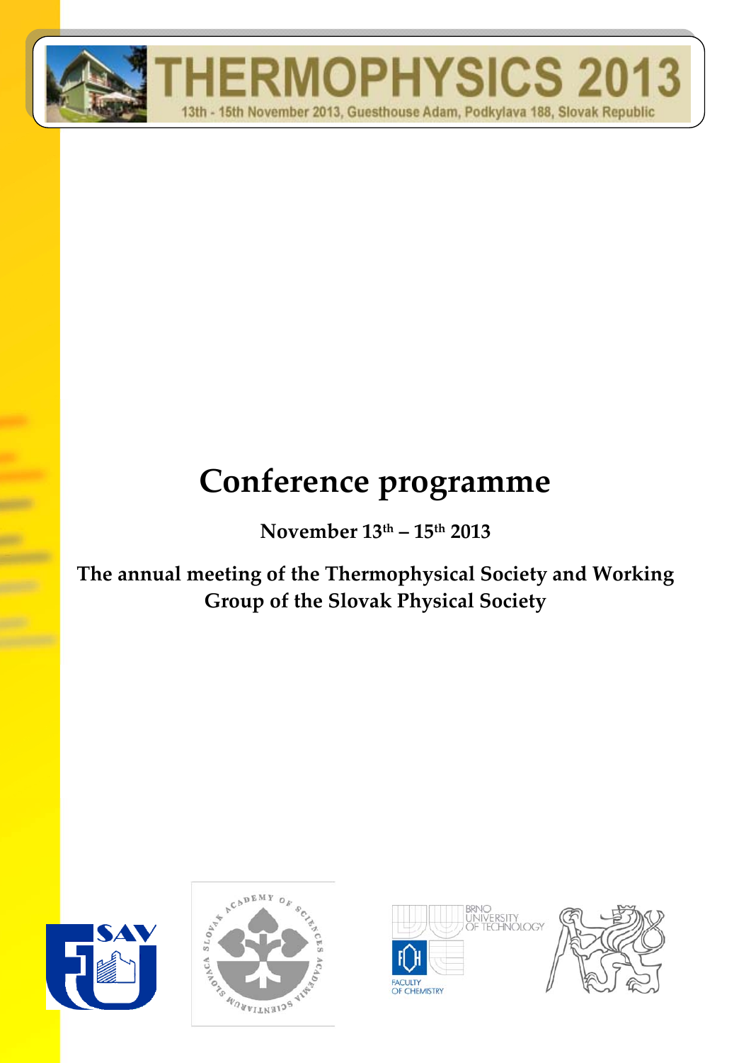# THERMOPHYSICS 2013

13th - 15th November 2013, Guesthouse Adam, Podkylava 188, Slovak Republic

# Conference programme

**November 13th – 15th 2013**

**The annual meeting of the Thermophysical Society and Working Group of the Slovak Physical Society**

BRNO UNIVERSITY OF TECHNOLOGY

FACULTY OF CHEMISTRY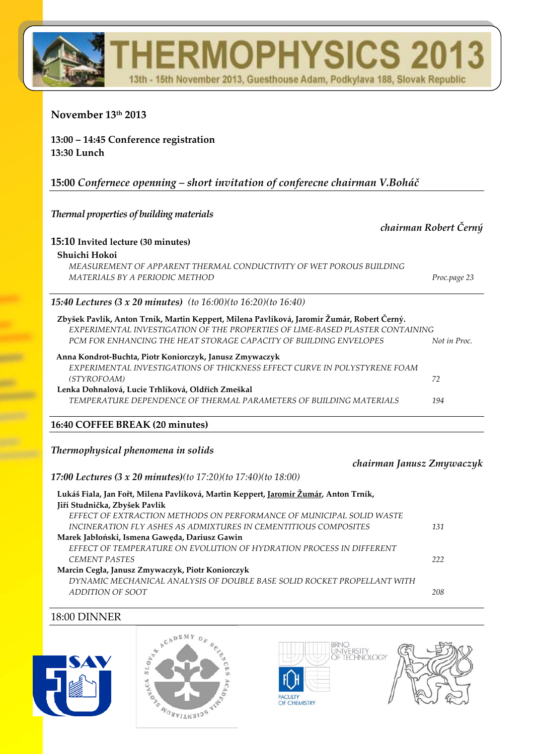## November 13th 2013

**13:00 – 14:45 Conference registration**
**13:30 Lunch**

### 15:00 *Confernece openning – short invitation of conferecne chairman V.Boháč*

*Thermal properties of building materials*

*chairman Robert Černý*

**15:10 Invited lecture (30 minutes)**

**Shuichi Hokoi**
*MEASUREMENT OF APPARENT THERMAL CONDUCTIVITY OF WET POROUS BUILDING MATERIALS BY A PERIODIC METHOD* — *Proc.page 23*

***15:40 Lectures (3 x 20 minutes)*** *(to 16:00)(to 16:20)(to 16:40)*

**Zbyšek Pavlík, Anton Trník, Martin Keppert, Milena Pavlíková, Jaromír Žumár, Robert Černý.**
*EXPERIMENTAL INVESTIGATION OF THE PROPERTIES OF LIME-BASED PLASTER CONTAINING PCM FOR ENHANCING THE HEAT STORAGE CAPACITY OF BUILDING ENVELOPES* — *Not in Proc.*

**Anna Kondrot-Buchta, Piotr Koniorczyk, Janusz Zmywaczyk**
*EXPERIMENTAL INVESTIGATIONS OF THICKNESS EFFECT CURVE IN POLYSTYRENE FOAM (STYROFOAM)* — 72

**Lenka Dohnalová, Lucie Trhlíková, Oldřich Zmeškal**
*TEMPERATURE DEPENDENCE OF THERMAL PARAMETERS OF BUILDING MATERIALS* — 194

**16:40 COFFEE BREAK (20 minutes)**

*Thermophysical phenomena in solids*

*chairman Janusz Zmywaczyk*

***17:00 Lectures (3 x 20 minutes)****(to 17:20)(to 17:40)(to 18:00)*

**Lukáš Fiala, Jan Fořt, Milena Pavlíková, Martin Keppert, Jaromír Žumár, Anton Trník, Jiří Studnička, Zbyšek Pavlík**
*EFFECT OF EXTRACTION METHODS ON PERFORMANCE OF MUNICIPAL SOLID WASTE INCINERATION FLY ASHES AS ADMIXTURES IN CEMENTITIOUS COMPOSITES* — 131

**Marek Jabłoński, Ismena Gawęda, Dariusz Gawin**
*EFFECT OF TEMPERATURE ON EVOLUTION OF HYDRATION PROCESS IN DIFFERENT CEMENT PASTES* — 222

**Marcin Cegła, Janusz Zmywaczyk, Piotr Koniorczyk**
*DYNAMIC MECHANICAL ANALYSIS OF DOUBLE BASE SOLID ROCKET PROPELLANT WITH ADDITION OF SOOT* — 208

18:00 DINNER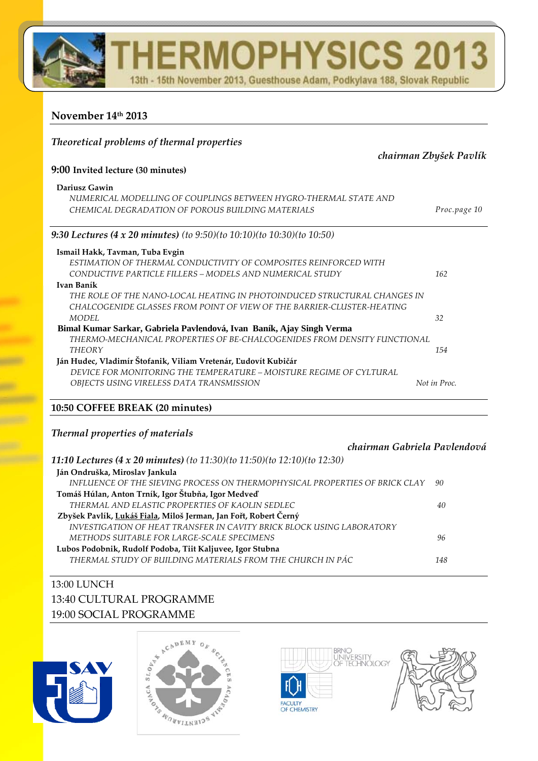# THERMOPHYSICS 2013

13th - 15th November 2013, Guesthouse Adam, Podkylava 188, Slovak Republic

## November 14th 2013

### *Theoretical problems of thermal properties*

*chairman Zbyšek Pavlík*

**9:00 Invited lecture (30 minutes)**

**Dariusz Gawin**
*NUMERICAL MODELLING OF COUPLINGS BETWEEN HYGRO-THERMAL STATE AND CHEMICAL DEGRADATION OF POROUS BUILDING MATERIALS* — *Proc.page 10*

***9:30 Lectures (4 x 20 minutes)*** *(to 9:50)(to 10:10)(to 10:30)(to 10:50)*

**Ismail Hakk, Tavman, Tuba Evgin**
*ESTIMATION OF THERMAL CONDUCTIVITY OF COMPOSITES REINFORCED WITH CONDUCTIVE PARTICLE FILLERS – MODELS AND NUMERICAL STUDY* — *162*

**Ivan Baník**
*THE ROLE OF THE NANO-LOCAL HEATING IN PHOTOINDUCED STRUCTURAL CHANGES IN CHALCOGENIDE GLASSES FROM POINT OF VIEW OF THE BARRIER-CLUSTER-HEATING MODEL* — *32*

**Bimal Kumar Sarkar, Gabriela Pavlendová, Ivan Baník, Ajay Singh Verma**
*THERMO-MECHANICAL PROPERTIES OF BE-CHALCOGENIDES FROM DENSITY FUNCTIONAL THEORY* — *154*

**Ján Hudec, Vladimír Štofanik, Viliam Vretenár, Ľudovít Kubičár**
*DEVICE FOR MONITORING THE TEMPERATURE – MOISTURE REGIME OF CYLTURAL OBJECTS USING VIRELESS DATA TRANSMISSION* — *Not in Proc.*

**10:50 COFFEE BREAK (20 minutes)**

### *Thermal properties of materials*

*chairman Gabriela Pavlendová*

***11:10 Lectures (4 x 20 minutes)*** *(to 11:30)(to 11:50)(to 12:10)(to 12:30)*

**Ján Ondruška, Miroslav Jankula**
*INFLUENCE OF THE SIEVING PROCESS ON THERMOPHYSICAL PROPERTIES OF BRICK CLAY* — *90*

**Tomáš Húlan, Anton Trník, Igor Štubňa, Igor Medveď**
*THERMAL AND ELASTIC PROPERTIES OF KAOLIN SEDLEC* — *40*

**Zbyšek Pavlík, Lukáš Fiala, Miloš Jerman, Jan Fořt, Robert Černý**
*INVESTIGATION OF HEAT TRANSFER IN CAVITY BRICK BLOCK USING LABORATORY METHODS SUITABLE FOR LARGE-SCALE SPECIMENS* — *96*

**Lubos Podobnik, Rudolf Podoba, Tiit Kaljuvee, Igor Stubna**
*THERMAL STUDY OF BUILDING MATERIALS FROM THE CHURCH IN PÁC* — *148*

13:00 LUNCH
13:40 CULTURAL PROGRAMME
19:00 SOCIAL PROGRAMME

SAV

SLOVAK ACADEMY OF SCIENCES ACADEMIA SCIENTIARUM SLOVACA

BRNO UNIVERSITY OF TECHNOLOGY
FACULTY OF CHEMISTRY